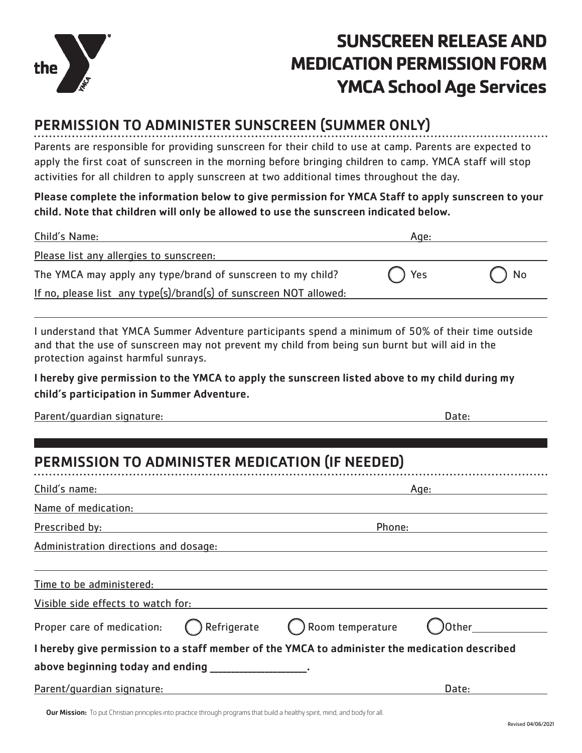# SUNSCREEN RELEASE AND MEDICATION PERMISSION FORM
## YMCA School Age Services

## PERMISSION TO ADMINISTER SUNSCREEN (SUMMER ONLY)

Parents are responsible for providing sunscreen for their child to use at camp. Parents are expected to apply the first coat of sunscreen in the morning before bringing children to camp. YMCA staff will stop activities for all children to apply sunscreen at two additional times throughout the day.

**Please complete the information below to give permission for YMCA Staff to apply sunscreen to your child. Note that children will only be allowed to use the sunscreen indicated below.**

Child's Name: ______________________________ Age: __________

Please list any allergies to sunscreen: ______________________________

The YMCA may apply any type/brand of sunscreen to my child? ◯ Yes ◯ No

If no, please list any type(s)/brand(s) of sunscreen NOT allowed: ______________________________

______________________________

I understand that YMCA Summer Adventure participants spend a minimum of 50% of their time outside and that the use of sunscreen may not prevent my child from being sun burnt but will aid in the protection against harmful sunrays.

**I hereby give permission to the YMCA to apply the sunscreen listed above to my child during my child's participation in Summer Adventure.**

Parent/guardian signature: ______________________________ Date: __________

## PERMISSION TO ADMINISTER MEDICATION (IF NEEDED)

Child's name: ______________________________ Age: __________

Name of medication: ______________________________

Prescribed by: ______________________________ Phone: __________

Administration directions and dosage: ______________________________

______________________________

Time to be administered: ______________________________

Visible side effects to watch for: ______________________________

Proper care of medication: ◯ Refrigerate ◯ Room temperature ◯ Other__________

**I hereby give permission to a staff member of the YMCA to administer the medication described above beginning today and ending __________________.**

Parent/guardian signature: ______________________________ Date: __________

**Our Mission:** To put Christian principles into practice through programs that build a healthy spirit, mind, and body for all.

Revised 04/06/2021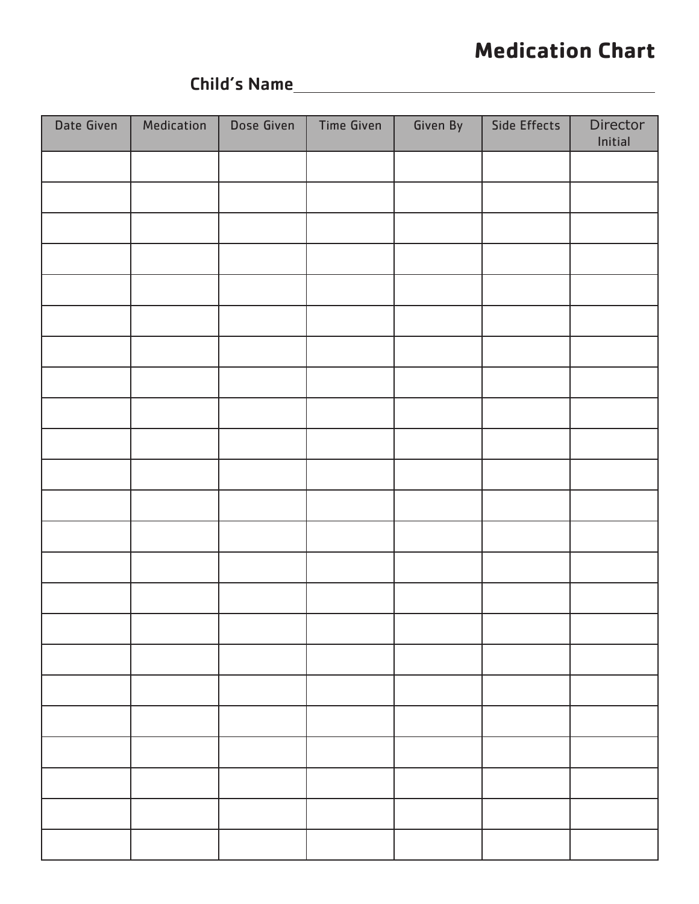# Medication Chart

**Child's Name** ______________________________

| Date Given | Medication | Dose Given | Time Given | Given By | Side Effects | Director Initial |
|---|---|---|---|---|---|---|
| | | | | | | |
| | | | | | | |
| | | | | | | |
| | | | | | | |
| | | | | | | |
| | | | | | | |
| | | | | | | |
| | | | | | | |
| | | | | | | |
| | | | | | | |
| | | | | | | |
| | | | | | | |
| | | | | | | |
| | | | | | | |
| | | | | | | |
| | | | | | | |
| | | | | | | |
| | | | | | | |
| | | | | | | |
| | | | | | | |
| | | | | | | |
| | | | | | | |
| | | | | | | |